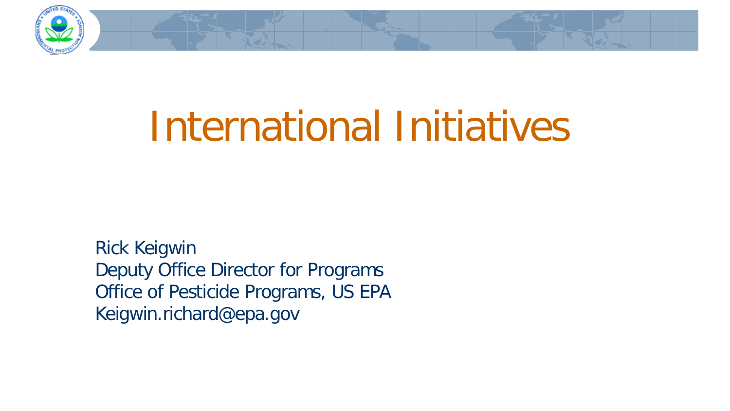# International Initiatives

Rick Keigwin
Deputy Office Director for Programs
Office of Pesticide Programs, US EPA
Keigwin.richard@epa.gov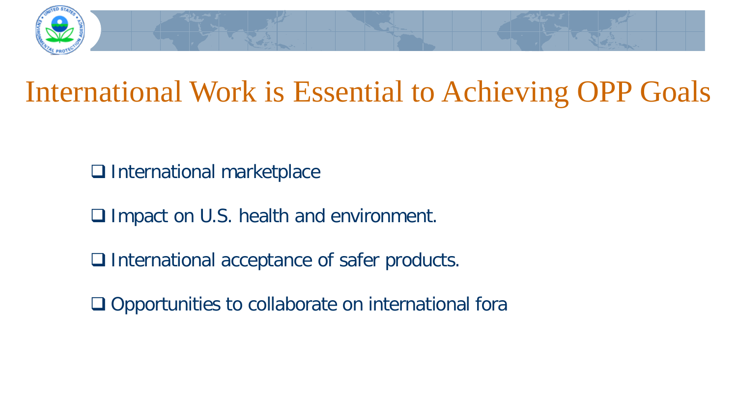# International Work is Essential to Achieving OPP Goals

- International marketplace
- Impact on U.S. health and environment.
- International acceptance of safer products.
- Opportunities to collaborate on international fora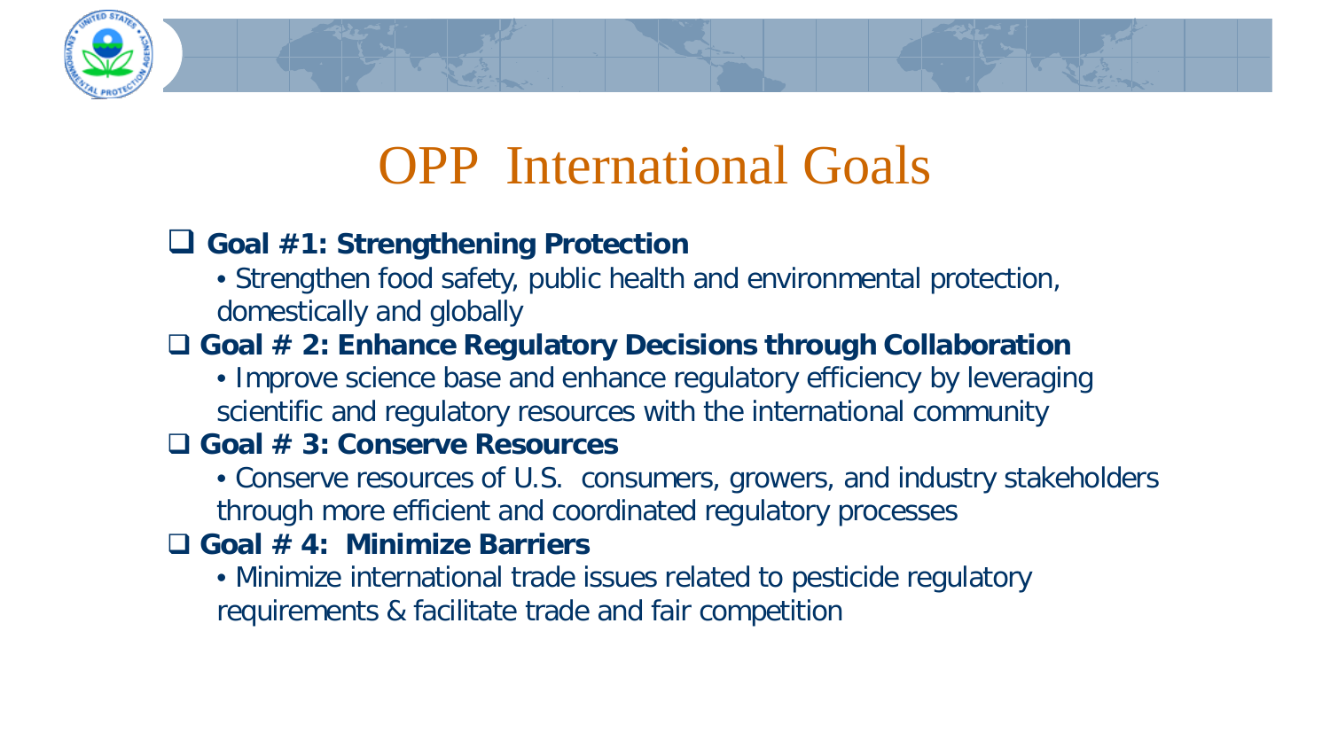# OPP International Goals

- **Goal #1: Strengthening Protection**
  - Strengthen food safety, public health and environmental protection, domestically and globally
- **Goal # 2: Enhance Regulatory Decisions through Collaboration**
  - Improve science base and enhance regulatory efficiency by leveraging scientific and regulatory resources with the international community
- **Goal # 3: Conserve Resources**
  - Conserve resources of U.S. consumers, growers, and industry stakeholders through more efficient and coordinated regulatory processes
- **Goal # 4: Minimize Barriers**
  - Minimize international trade issues related to pesticide regulatory requirements & facilitate trade and fair competition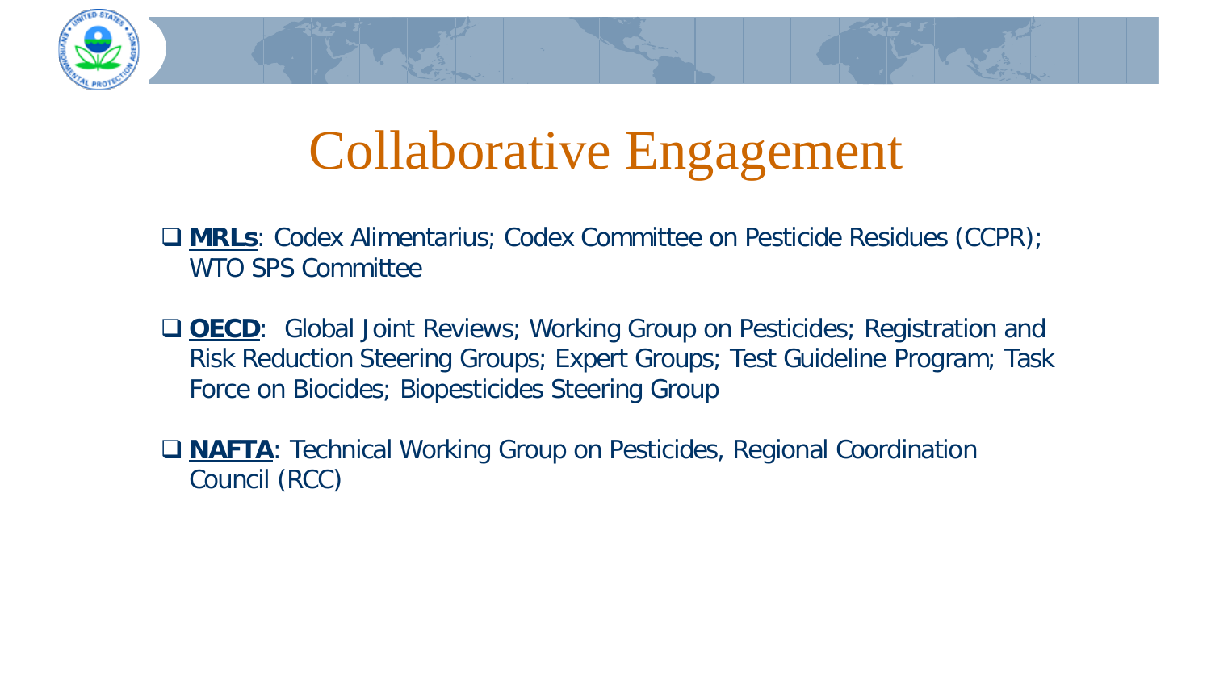# Collaborative Engagement

- **MRLs**: Codex Alimentarius; Codex Committee on Pesticide Residues (CCPR); WTO SPS Committee

- **OECD**: Global Joint Reviews; Working Group on Pesticides; Registration and Risk Reduction Steering Groups; Expert Groups; Test Guideline Program; Task Force on Biocides; Biopesticides Steering Group

- **NAFTA**: Technical Working Group on Pesticides, Regional Coordination Council (RCC)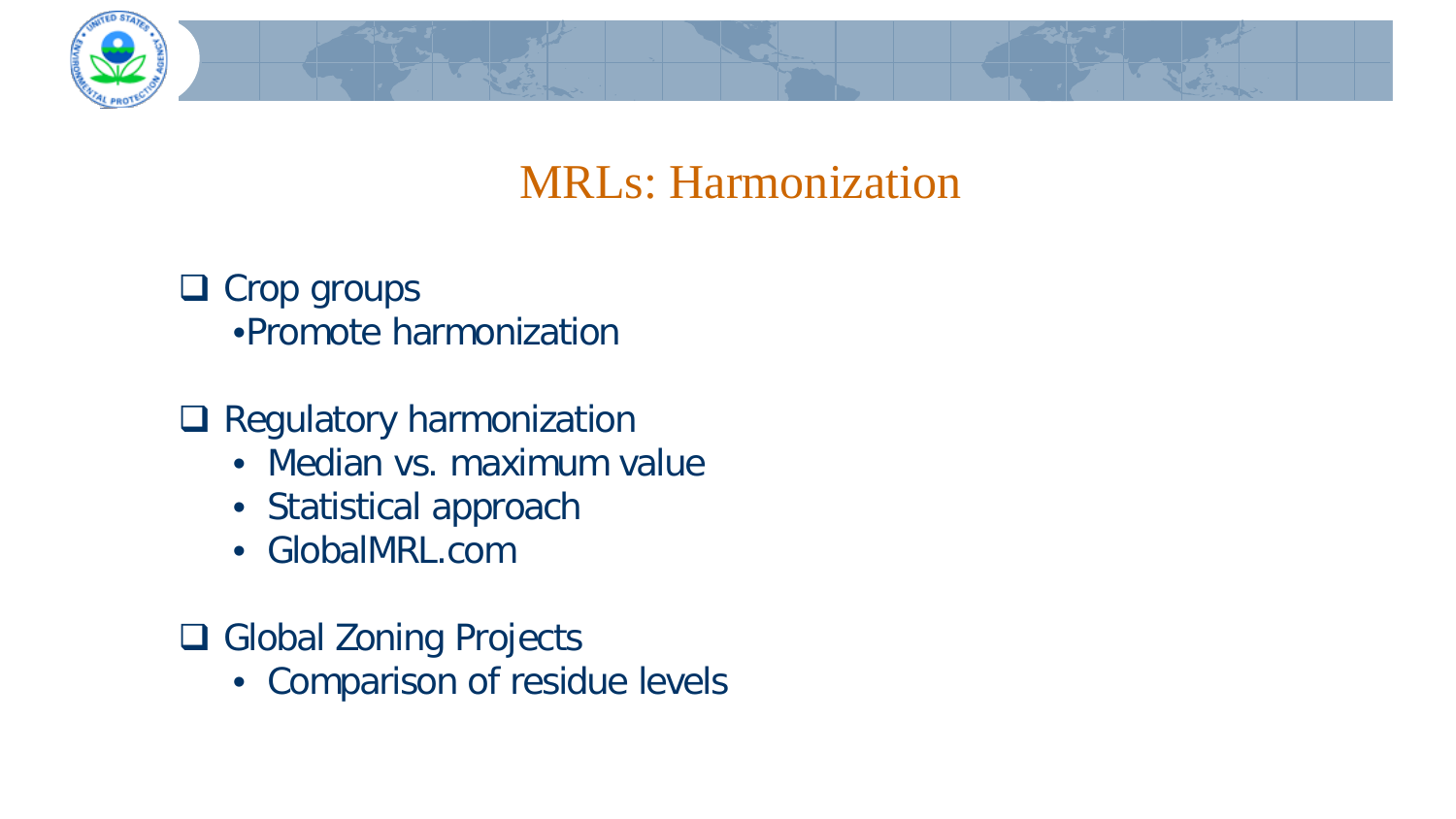# MRLs: Harmonization

- Crop groups
  - Promote harmonization

- Regulatory harmonization
  - Median vs. maximum value
  - Statistical approach
  - GlobalMRL.com

- Global Zoning Projects
  - Comparison of residue levels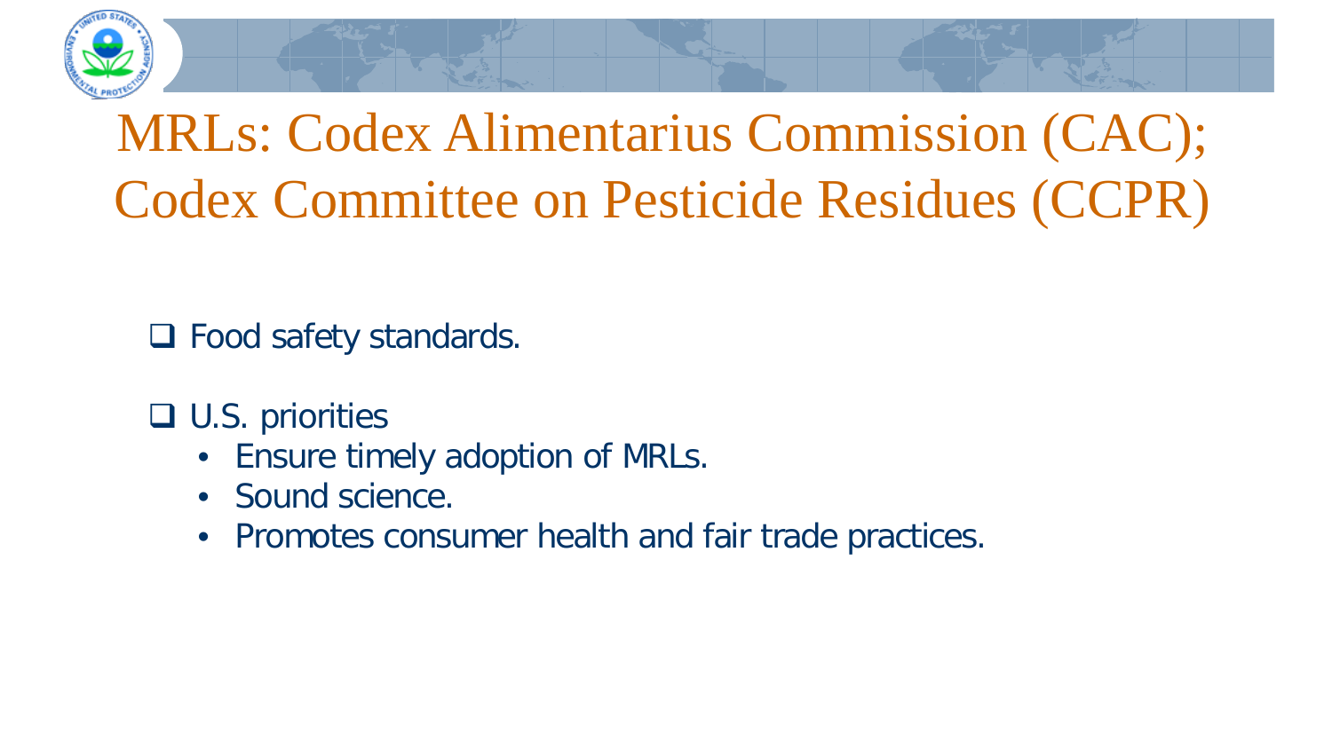# MRLs: Codex Alimentarius Commission (CAC); Codex Committee on Pesticide Residues (CCPR)

- Food safety standards.
- U.S. priorities
  - Ensure timely adoption of MRLs.
  - Sound science.
  - Promotes consumer health and fair trade practices.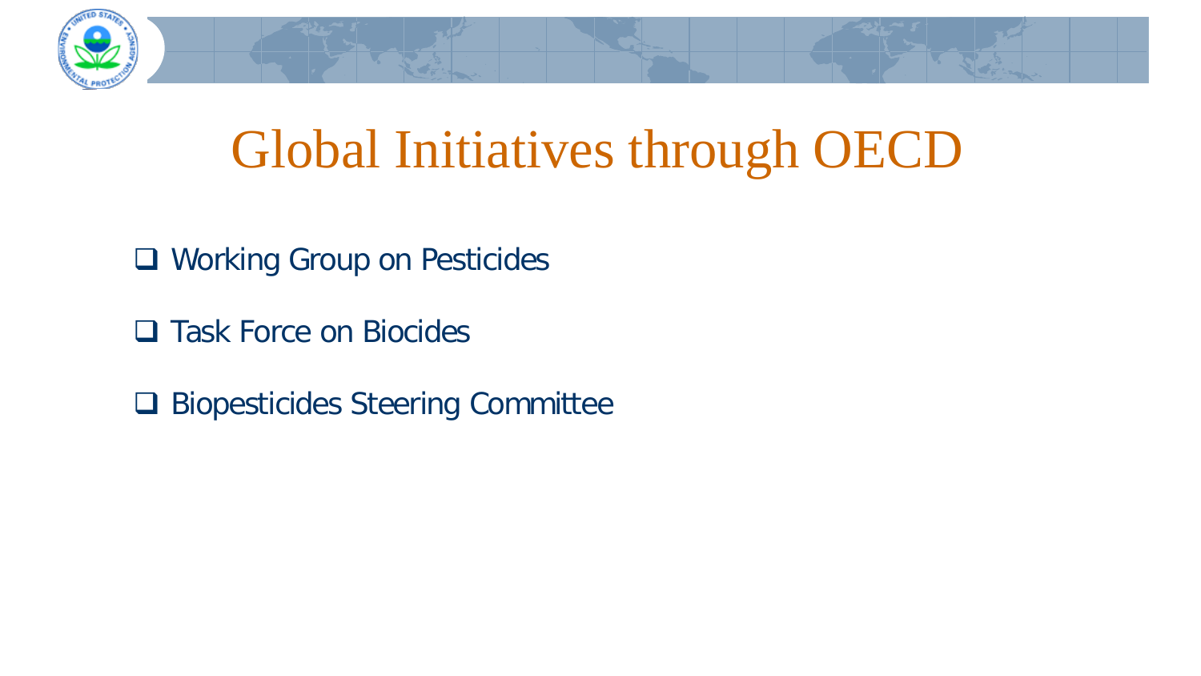# Global Initiatives through OECD

- Working Group on Pesticides
- Task Force on Biocides
- Biopesticides Steering Committee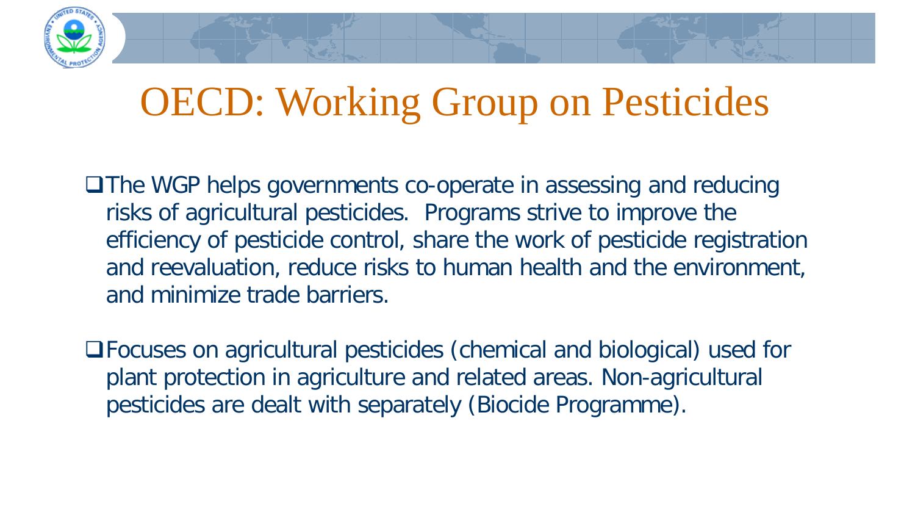# OECD: Working Group on Pesticides

- The WGP helps governments co-operate in assessing and reducing risks of agricultural pesticides. Programs strive to improve the efficiency of pesticide control, share the work of pesticide registration and reevaluation, reduce risks to human health and the environment, and minimize trade barriers.

- Focuses on agricultural pesticides (chemical and biological) used for plant protection in agriculture and related areas. Non-agricultural pesticides are dealt with separately (Biocide Programme).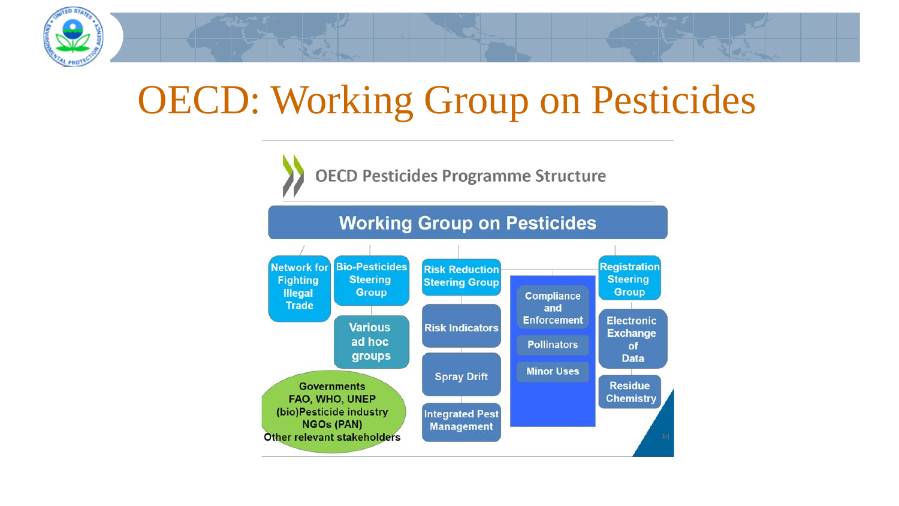# OECD: Working Group on Pesticides

OECD Pesticides Programme Structure

Working Group on Pesticides

Network for Fighting Illegal Trade

Bio-Pesticides Steering Group

Various ad hoc groups

Risk Reduction Steering Group

Risk Indicators

Spray Drift

Integrated Pest Management

Compliance and Enforcement

Pollinators

Minor Uses

Registration Steering Group

Electronic Exchange of Data

Residue Chemistry

Governments
FAO, WHO, UNEP
(bio)Pesticide industry
NGOs (PAN)
Other relevant stakeholders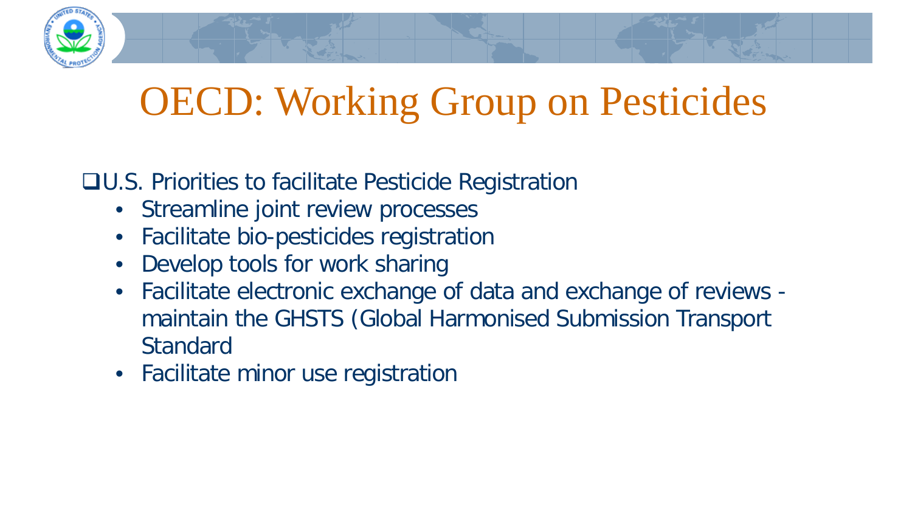# OECD: Working Group on Pesticides

- U.S. Priorities to facilitate Pesticide Registration
  - Streamline joint review processes
  - Facilitate bio-pesticides registration
  - Develop tools for work sharing
  - Facilitate electronic exchange of data and exchange of reviews - maintain the GHSTS (Global Harmonised Submission Transport Standard
  - Facilitate minor use registration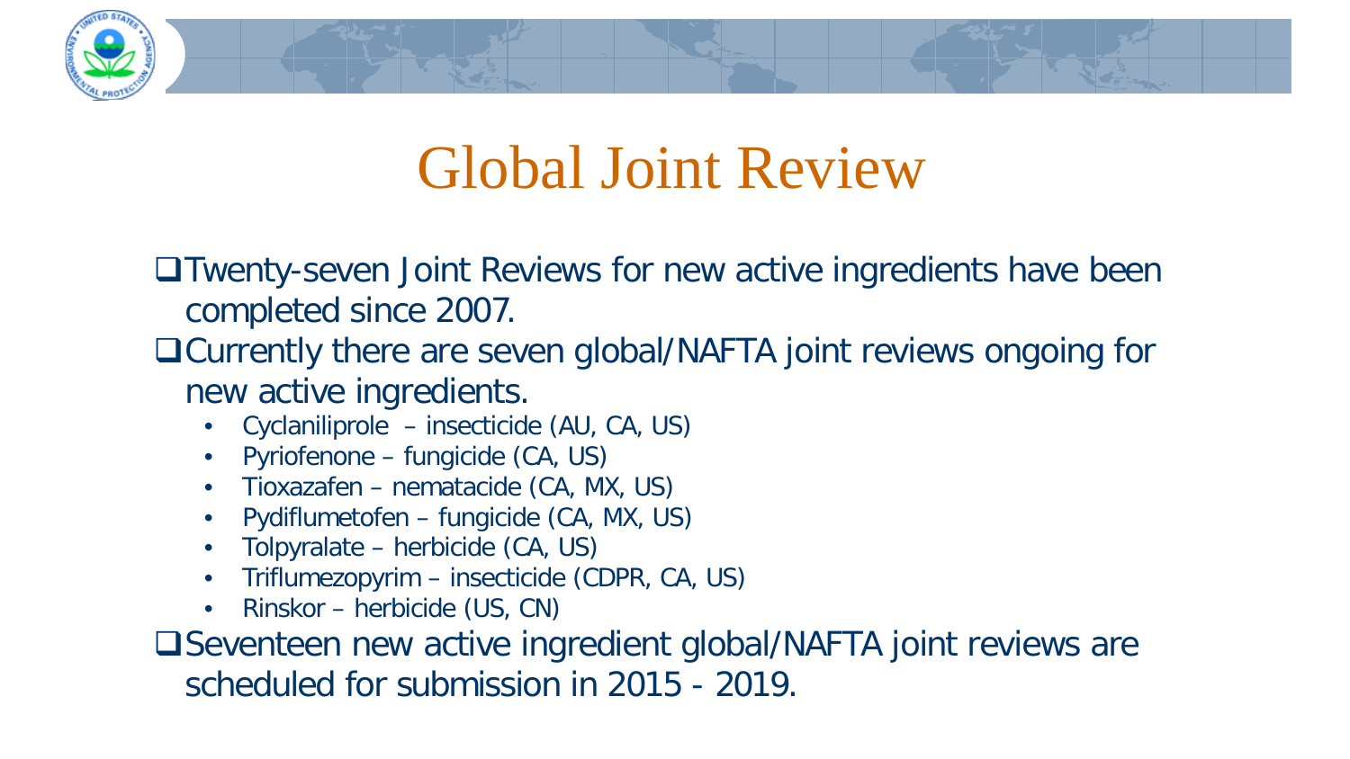# Global Joint Review

- Twenty-seven Joint Reviews for new active ingredients have been completed since 2007.
- Currently there are seven global/NAFTA joint reviews ongoing for new active ingredients.
  - Cyclaniliprole – insecticide (AU, CA, US)
  - Pyriofenone – fungicide (CA, US)
  - Tioxazafen – nematacide (CA, MX, US)
  - Pydiflumetofen – fungicide (CA, MX, US)
  - Tolpyralate – herbicide (CA, US)
  - Triflumezopyrim – insecticide (CDPR, CA, US)
  - Rinskor – herbicide (US, CN)
- Seventeen new active ingredient global/NAFTA joint reviews are scheduled for submission in 2015 - 2019.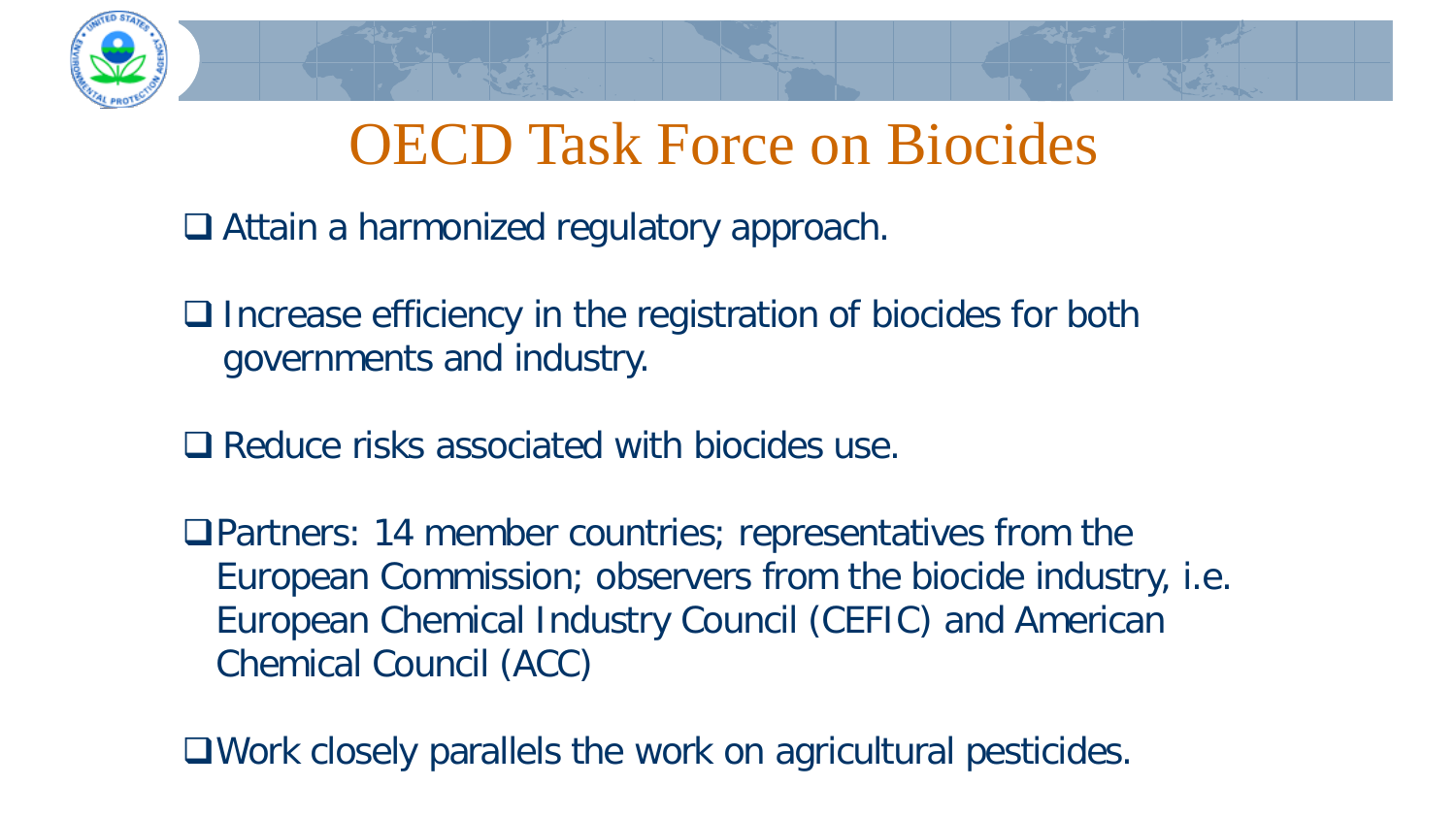# OECD Task Force on Biocides

- Attain a harmonized regulatory approach.
- Increase efficiency in the registration of biocides for both governments and industry.
- Reduce risks associated with biocides use.
- Partners: 14 member countries; representatives from the European Commission; observers from the biocide industry, i.e. European Chemical Industry Council (CEFIC) and American Chemical Council (ACC)
- Work closely parallels the work on agricultural pesticides.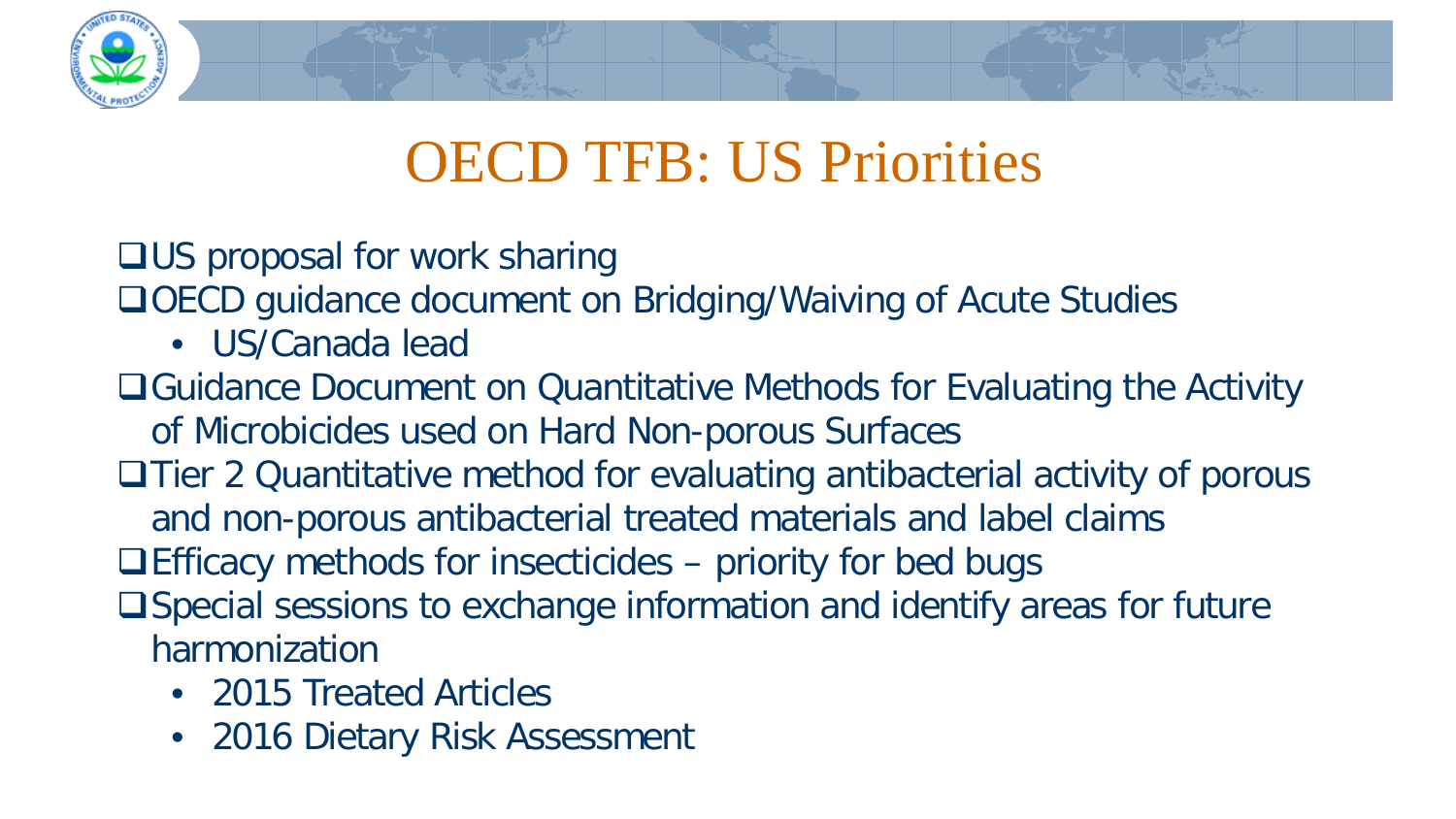# OECD TFB: US Priorities

- US proposal for work sharing
- OECD guidance document on Bridging/Waiving of Acute Studies
  - US/Canada lead
- Guidance Document on Quantitative Methods for Evaluating the Activity of Microbicides used on Hard Non-porous Surfaces
- Tier 2 Quantitative method for evaluating antibacterial activity of porous and non-porous antibacterial treated materials and label claims
- Efficacy methods for insecticides – priority for bed bugs
- Special sessions to exchange information and identify areas for future harmonization
  - 2015 Treated Articles
  - 2016 Dietary Risk Assessment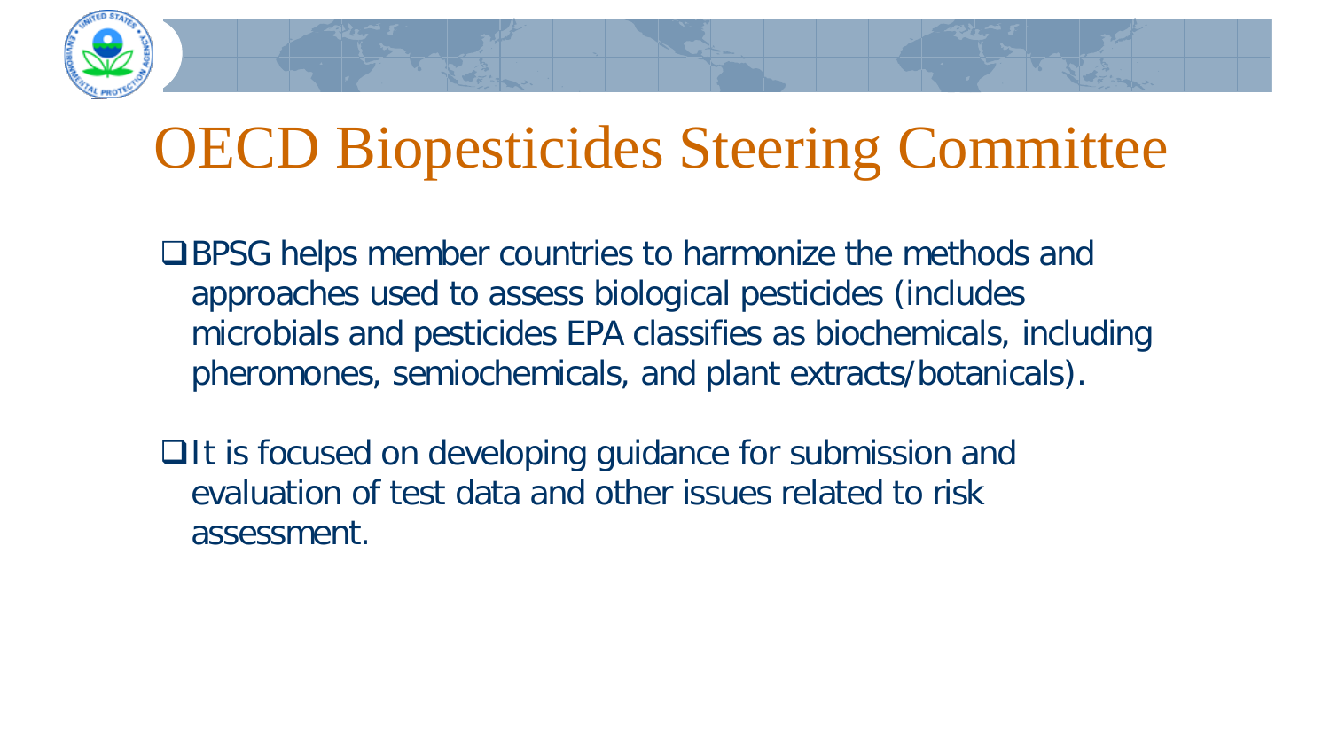# OECD Biopesticides Steering Committee

- BPSG helps member countries to harmonize the methods and approaches used to assess biological pesticides (includes microbials and pesticides EPA classifies as biochemicals, including pheromones, semiochemicals, and plant extracts/botanicals).

- It is focused on developing guidance for submission and evaluation of test data and other issues related to risk assessment.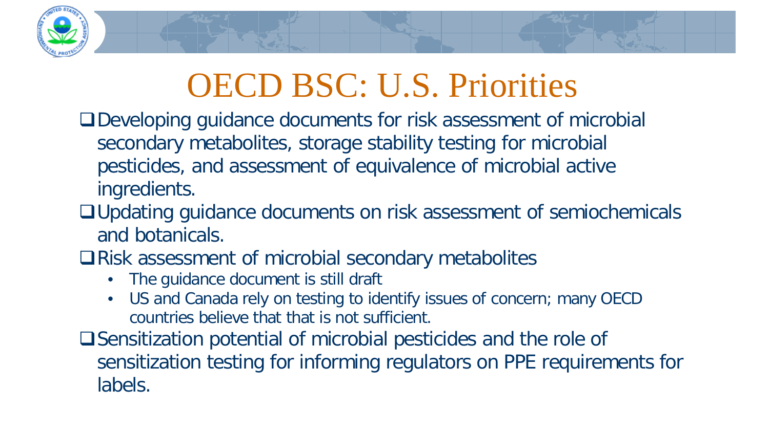# OECD BSC: U.S. Priorities

- Developing guidance documents for risk assessment of microbial secondary metabolites, storage stability testing for microbial pesticides, and assessment of equivalence of microbial active ingredients.
- Updating guidance documents on risk assessment of semiochemicals and botanicals.
- Risk assessment of microbial secondary metabolites
  - The guidance document is still draft
  - US and Canada rely on testing to identify issues of concern; many OECD countries believe that that is not sufficient.
- Sensitization potential of microbial pesticides and the role of sensitization testing for informing regulators on PPE requirements for labels.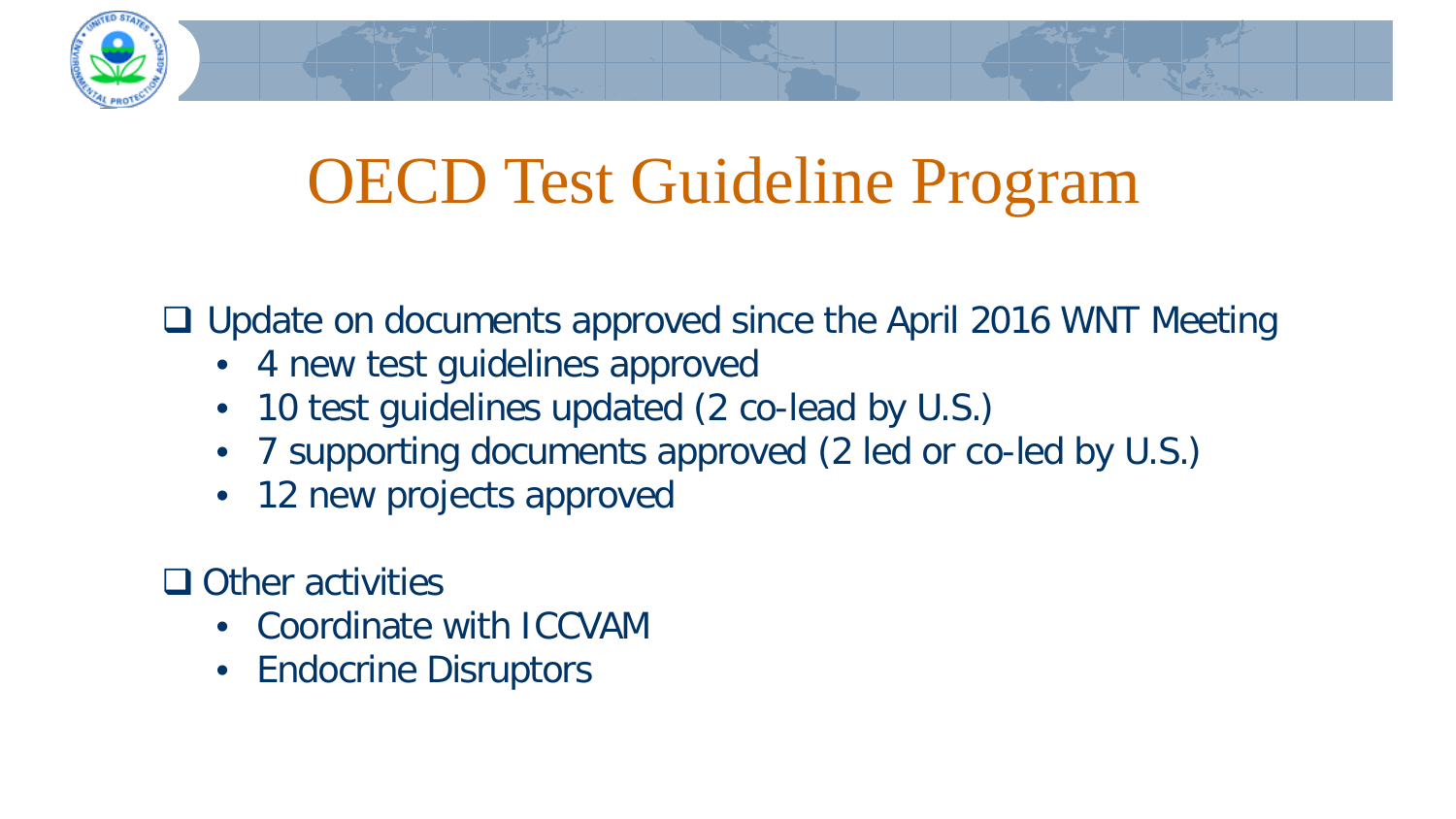# OECD Test Guideline Program

- Update on documents approved since the April 2016 WNT Meeting
  - 4 new test guidelines approved
  - 10 test guidelines updated (2 co-lead by U.S.)
  - 7 supporting documents approved (2 led or co-led by U.S.)
  - 12 new projects approved
- Other activities
  - Coordinate with ICCVAM
  - Endocrine Disruptors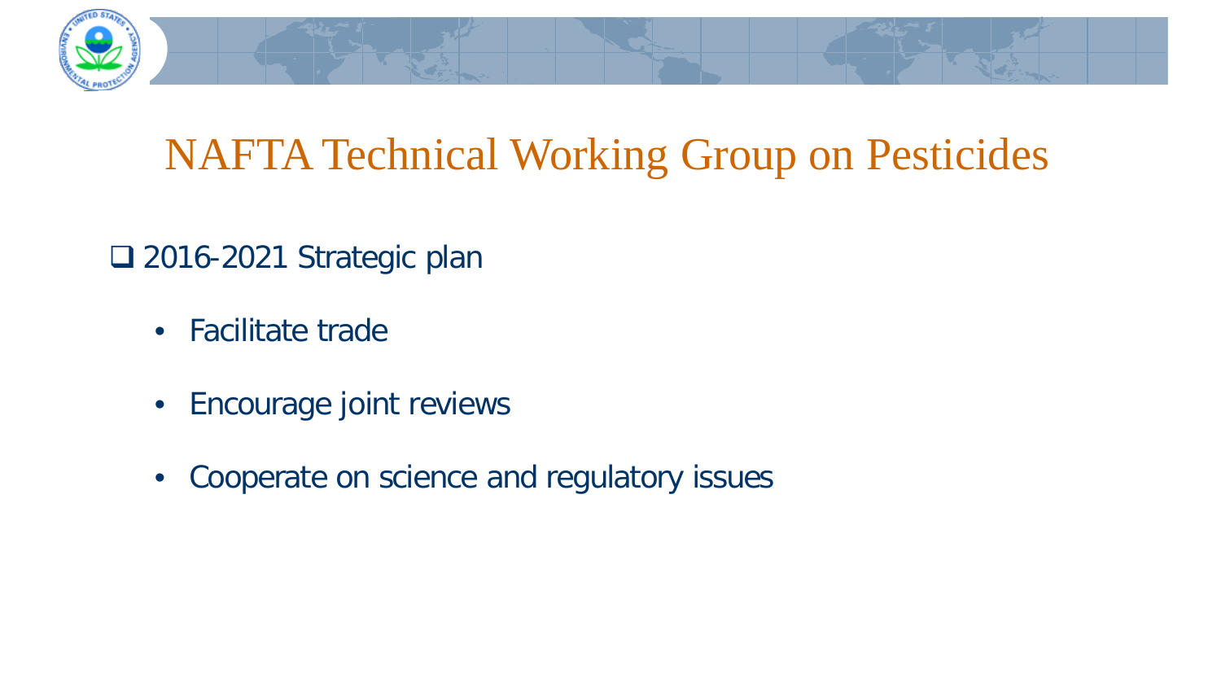# NAFTA Technical Working Group on Pesticides

- 2016-2021 Strategic plan
  - Facilitate trade
  - Encourage joint reviews
  - Cooperate on science and regulatory issues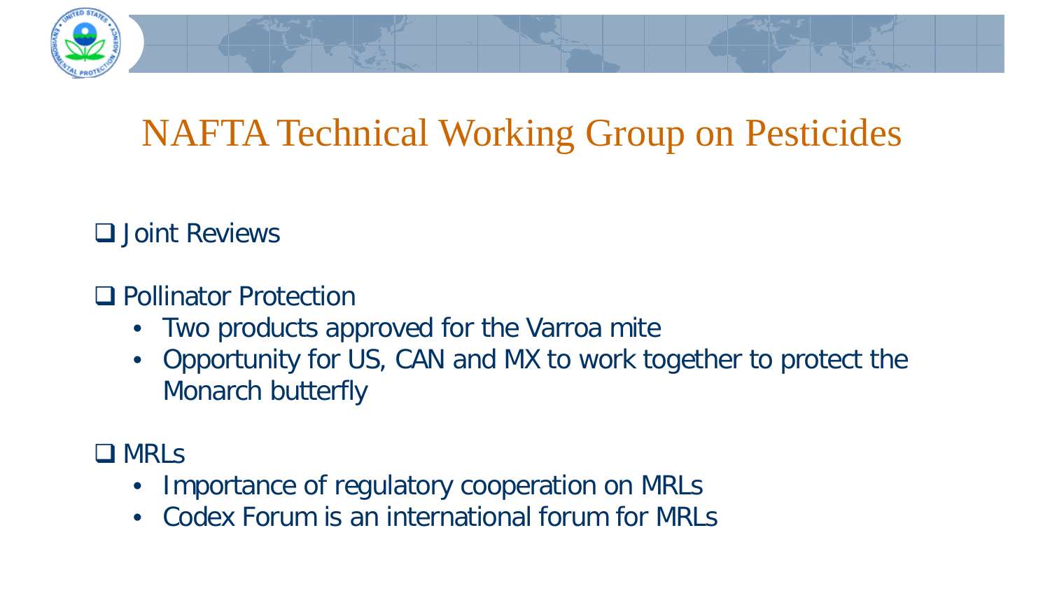# NAFTA Technical Working Group on Pesticides

- Joint Reviews

- Pollinator Protection
  - Two products approved for the Varroa mite
  - Opportunity for US, CAN and MX to work together to protect the Monarch butterfly

- MRLs
  - Importance of regulatory cooperation on MRLs
  - Codex Forum is an international forum for MRLs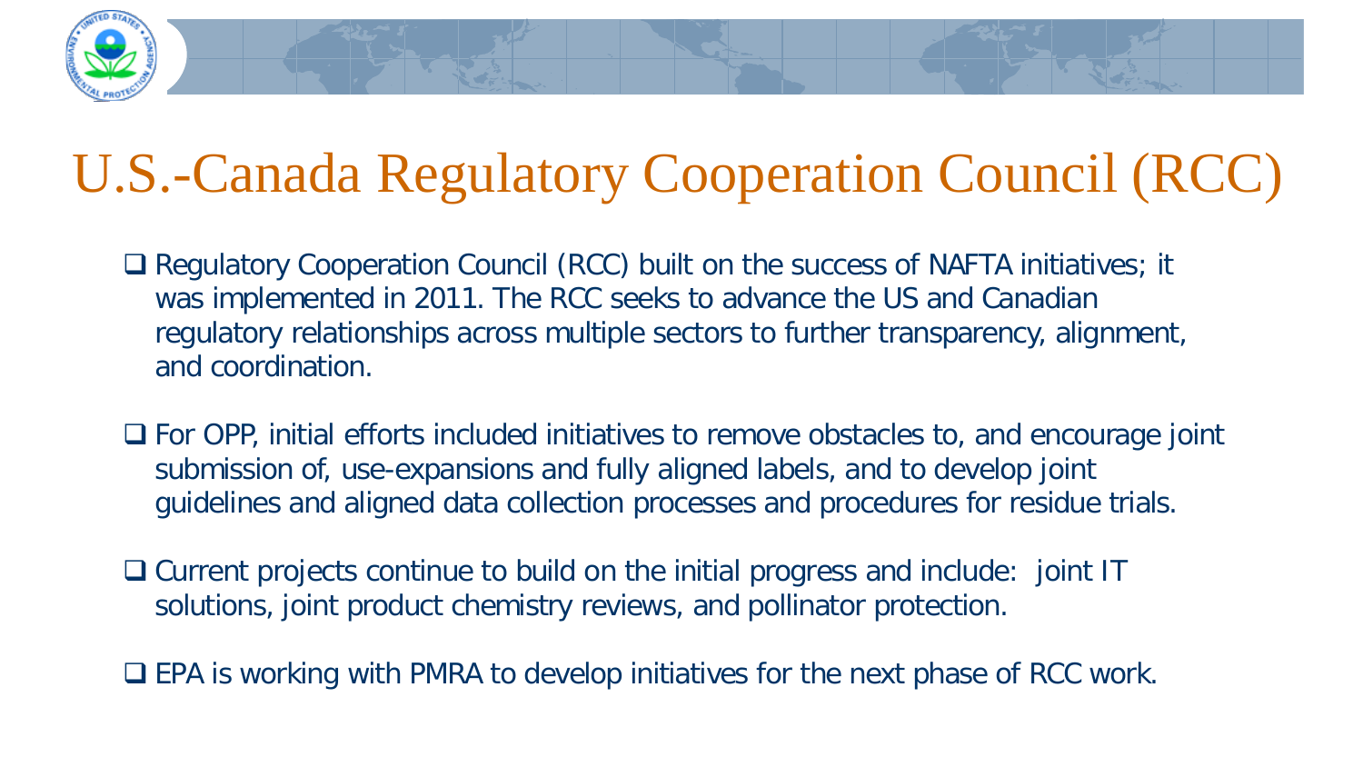# U.S.-Canada Regulatory Cooperation Council (RCC)

- Regulatory Cooperation Council (RCC) built on the success of NAFTA initiatives; it was implemented in 2011. The RCC seeks to advance the US and Canadian regulatory relationships across multiple sectors to further transparency, alignment, and coordination.

- For OPP, initial efforts included initiatives to remove obstacles to, and encourage joint submission of, use-expansions and fully aligned labels, and to develop joint guidelines and aligned data collection processes and procedures for residue trials.

- Current projects continue to build on the initial progress and include: joint IT solutions, joint product chemistry reviews, and pollinator protection.

- EPA is working with PMRA to develop initiatives for the next phase of RCC work.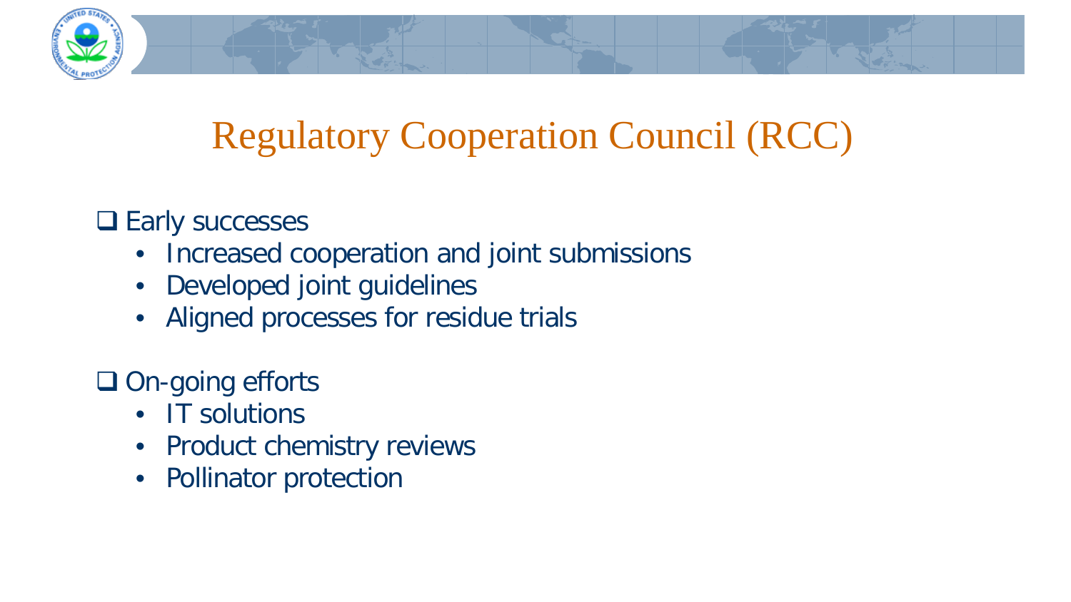# Regulatory Cooperation Council (RCC)

- Early successes
  - Increased cooperation and joint submissions
  - Developed joint guidelines
  - Aligned processes for residue trials
- On-going efforts
  - IT solutions
  - Product chemistry reviews
  - Pollinator protection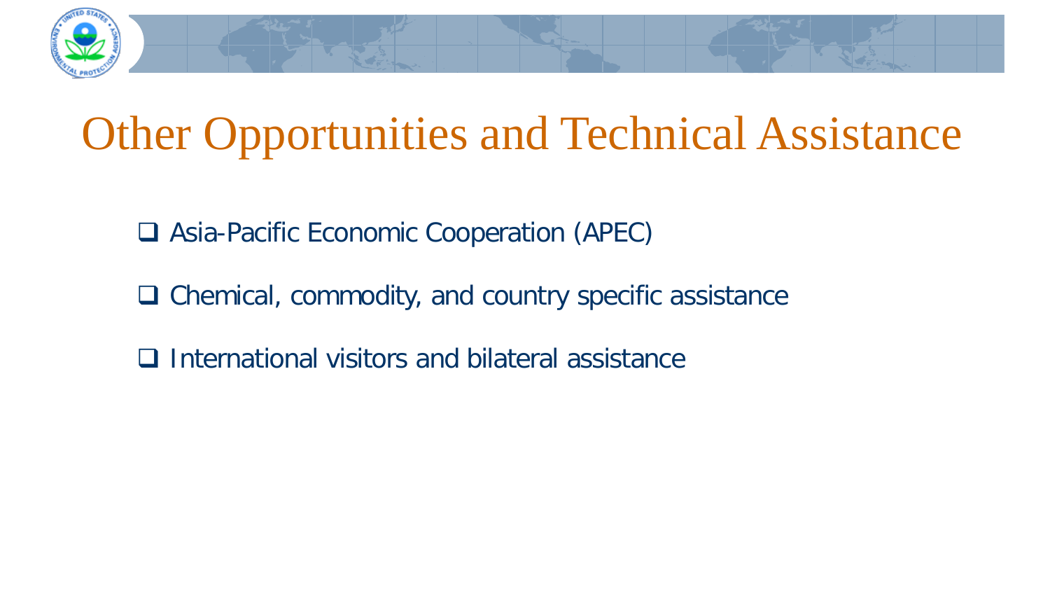# Other Opportunities and Technical Assistance

- Asia-Pacific Economic Cooperation (APEC)
- Chemical, commodity, and country specific assistance
- International visitors and bilateral assistance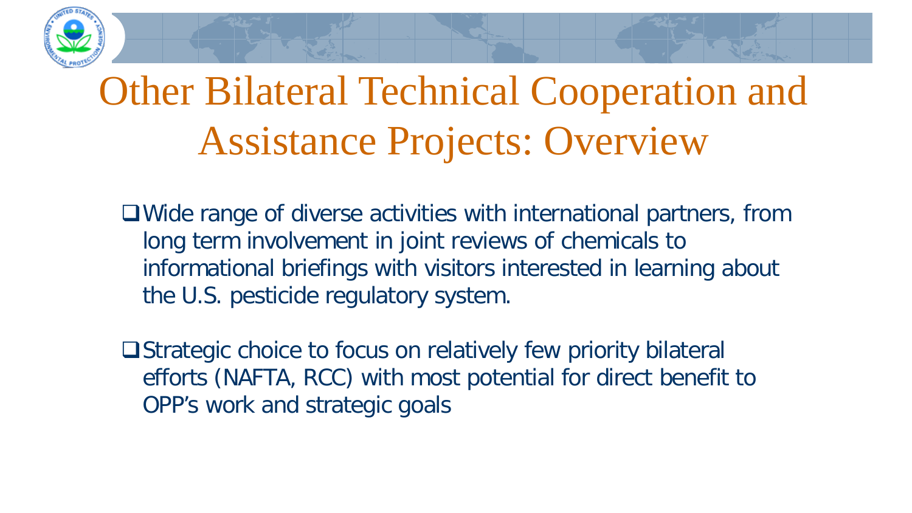# Other Bilateral Technical Cooperation and Assistance Projects: Overview

- Wide range of diverse activities with international partners, from long term involvement in joint reviews of chemicals to informational briefings with visitors interested in learning about the U.S. pesticide regulatory system.
- Strategic choice to focus on relatively few priority bilateral efforts (NAFTA, RCC) with most potential for direct benefit to OPP's work and strategic goals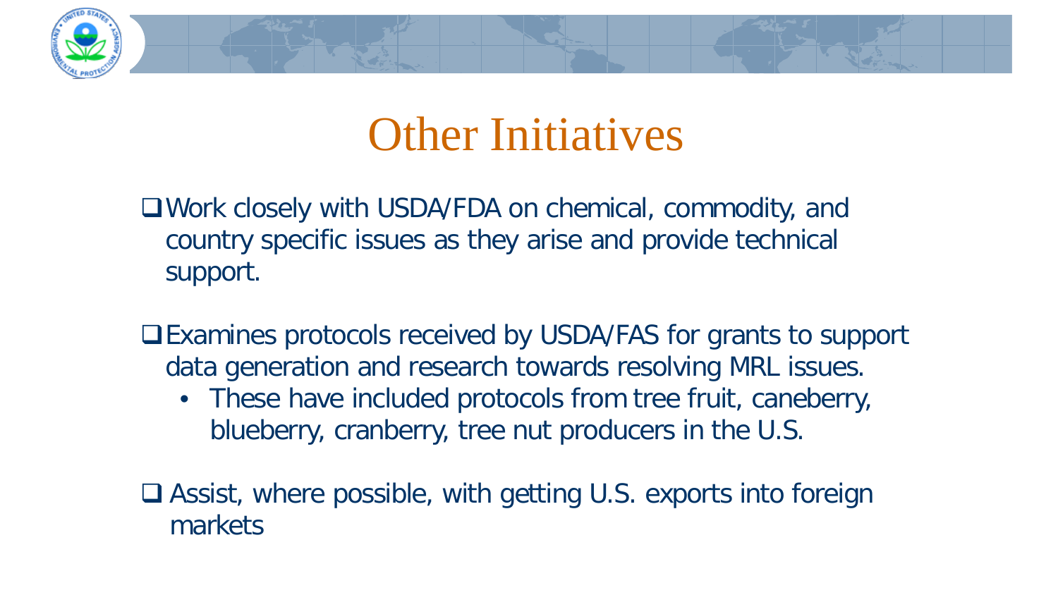# Other Initiatives

- Work closely with USDA/FDA on chemical, commodity, and country specific issues as they arise and provide technical support.

- Examines protocols received by USDA/FAS for grants to support data generation and research towards resolving MRL issues.
  - These have included protocols from tree fruit, caneberry, blueberry, cranberry, tree nut producers in the U.S.

- Assist, where possible, with getting U.S. exports into foreign markets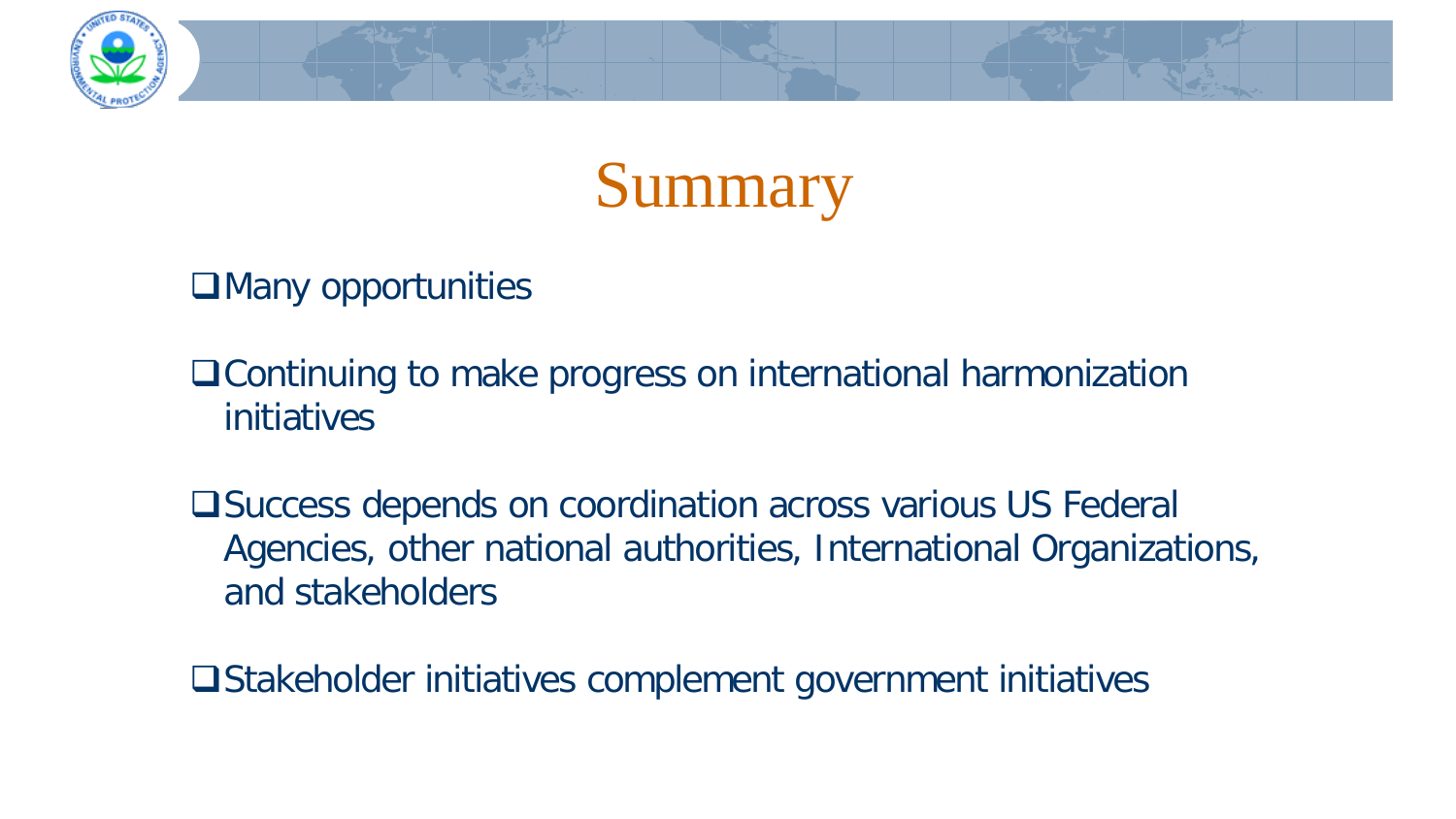# Summary

- Many opportunities
- Continuing to make progress on international harmonization initiatives
- Success depends on coordination across various US Federal Agencies, other national authorities, International Organizations, and stakeholders
- Stakeholder initiatives complement government initiatives